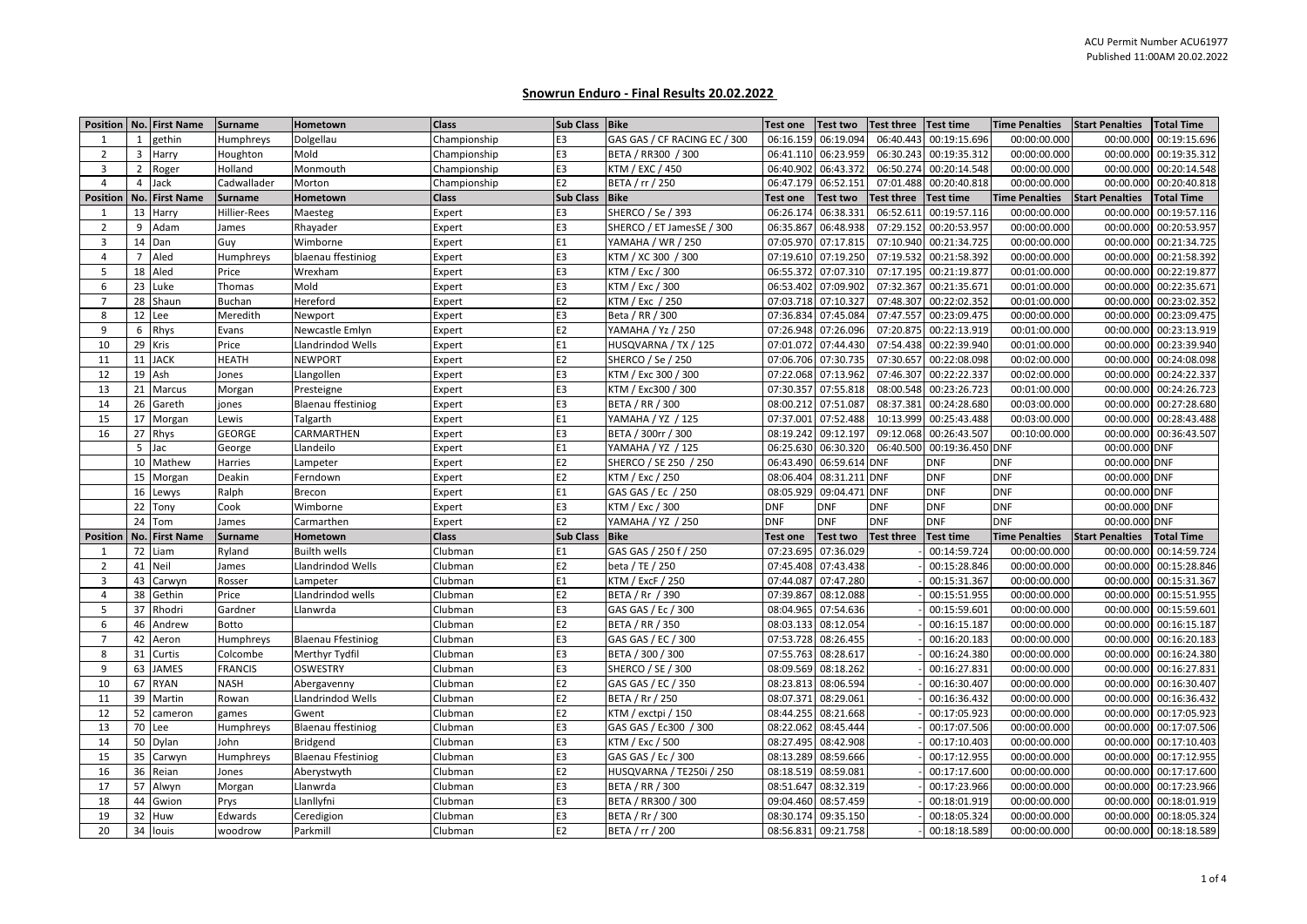ACU Permit Number ACU61977
Published 11:00AM 20.02.2022

## Snowrun Enduro - Final Results 20.02.2022

| Position | No. | First Name | Surname | Hometown | Class | Sub Class | Bike | Test one | Test two | Test three | Test time | Time Penalties | Start Penalties | Total Time |
|---|---|---|---|---|---|---|---|---|---|---|---|---|---|---|
| 1 | 1 | gethin | Humphreys | Dolgellau | Championship | E3 | GAS GAS / CF RACING EC / 300 | 06:16.159 | 06:19.094 | 06:40.443 | 00:19:15.696 | 00:00:00.000 | 00:00.000 | 00:19:15.696 |
| 2 | 3 | Harry | Houghton | Mold | Championship | E3 | BETA / RR300 / 300 | 06:41.110 | 06:23.959 | 06:30.243 | 00:19:35.312 | 00:00:00.000 | 00:00.000 | 00:19:35.312 |
| 3 | 2 | Roger | Holland | Monmouth | Championship | E3 | KTM / EXC / 450 | 06:40.902 | 06:43.372 | 06:50.274 | 00:20:14.548 | 00:00:00.000 | 00:00.000 | 00:20:14.548 |
| 4 | 4 | Jack | Cadwallader | Morton | Championship | E2 | BETA / rr / 250 | 06:47.179 | 06:52.151 | 07:01.488 | 00:20:40.818 | 00:00:00.000 | 00:00.000 | 00:20:40.818 |
| **Position** | **No.** | **First Name** | **Surname** | **Hometown** | **Class** | **Sub Class** | **Bike** | **Test one** | **Test two** | **Test three** | **Test time** | **Time Penalties** | **Start Penalties** | **Total Time** |
| 1 | 13 | Harry | Hillier-Rees | Maesteg | Expert | E3 | SHERCO / Se / 393 | 06:26.174 | 06:38.331 | 06:52.611 | 00:19:57.116 | 00:00:00.000 | 00:00.000 | 00:19:57.116 |
| 2 | 9 | Adam | James | Rhayader | Expert | E3 | SHERCO / ET JamesSE / 300 | 06:35.867 | 06:48.938 | 07:29.152 | 00:20:53.957 | 00:00:00.000 | 00:00.000 | 00:20:53.957 |
| 3 | 14 | Dan | Guy | Wimborne | Expert | E1 | YAMAHA / WR / 250 | 07:05.970 | 07:17.815 | 07:10.940 | 00:21:34.725 | 00:00:00.000 | 00:00.000 | 00:21:34.725 |
| 4 | 7 | Aled | Humphreys | blaenau ffestiniog | Expert | E3 | KTM / XC 300 / 300 | 07:19.610 | 07:19.250 | 07:19.532 | 00:21:58.392 | 00:00:00.000 | 00:00.000 | 00:21:58.392 |
| 5 | 18 | Aled | Price | Wrexham | Expert | E3 | KTM / Exc / 300 | 06:55.372 | 07:07.310 | 07:17.195 | 00:21:19.877 | 00:01:00.000 | 00:00.000 | 00:22:19.877 |
| 6 | 23 | Luke | Thomas | Mold | Expert | E3 | KTM / Exc / 300 | 06:53.402 | 07:09.902 | 07:32.367 | 00:21:35.671 | 00:01:00.000 | 00:00.000 | 00:22:35.671 |
| 7 | 28 | Shaun | Buchan | Hereford | Expert | E2 | KTM / Exc / 250 | 07:03.718 | 07:10.327 | 07:48.307 | 00:22:02.352 | 00:01:00.000 | 00:00.000 | 00:23:02.352 |
| 8 | 12 | Lee | Meredith | Newport | Expert | E3 | Beta / RR / 300 | 07:36.834 | 07:45.084 | 07:47.557 | 00:23:09.475 | 00:00:00.000 | 00:00.000 | 00:23:09.475 |
| 9 | 6 | Rhys | Evans | Newcastle Emlyn | Expert | E2 | YAMAHA / Yz / 250 | 07:26.948 | 07:26.096 | 07:20.875 | 00:22:13.919 | 00:01:00.000 | 00:00.000 | 00:23:13.919 |
| 10 | 29 | Kris | Price | Llandrindod Wells | Expert | E1 | HUSQVARNA / TX / 125 | 07:01.072 | 07:44.430 | 07:54.438 | 00:22:39.940 | 00:01:00.000 | 00:00.000 | 00:23:39.940 |
| 11 | 11 | JACK | HEATH | NEWPORT | Expert | E2 | SHERCO / Se / 250 | 07:06.706 | 07:30.735 | 07:30.657 | 00:22:08.098 | 00:02:00.000 | 00:00.000 | 00:24:08.098 |
| 12 | 19 | Ash | Jones | Llangollen | Expert | E3 | KTM / Exc 300 / 300 | 07:22.068 | 07:13.962 | 07:46.307 | 00:22:22.337 | 00:02:00.000 | 00:00.000 | 00:24:22.337 |
| 13 | 21 | Marcus | Morgan | Presteigne | Expert | E3 | KTM / Exc300 / 300 | 07:30.357 | 07:55.818 | 08:00.548 | 00:23:26.723 | 00:01:00.000 | 00:00.000 | 00:24:26.723 |
| 14 | 26 | Gareth | jones | Blaenau ffestiniog | Expert | E3 | BETA / RR / 300 | 08:00.212 | 07:51.087 | 08:37.381 | 00:24:28.680 | 00:03:00.000 | 00:00.000 | 00:27:28.680 |
| 15 | 17 | Morgan | Lewis | Talgarth | Expert | E1 | YAMAHA / YZ / 125 | 07:37.001 | 07:52.488 | 10:13.999 | 00:25:43.488 | 00:03:00.000 | 00:00.000 | 00:28:43.488 |
| 16 | 27 | Rhys | GEORGE | CARMARTHEN | Expert | E3 | BETA / 300rr / 300 | 08:19.242 | 09:12.197 | 09:12.068 | 00:26:43.507 | 00:10:00.000 | 00:00.000 | 00:36:43.507 |
| | 5 | Jac | George | Llandeilo | Expert | E1 | YAMAHA / YZ / 125 | 06:25.630 | 06:30.320 | 06:40.500 | 00:19:36.450 | DNF | 00:00.000 | DNF |
| | 10 | Mathew | Harries | Lampeter | Expert | E2 | SHERCO / SE 250 / 250 | 06:43.490 | 06:59.614 | DNF | DNF | DNF | 00:00.000 | DNF |
| | 15 | Morgan | Deakin | Ferndown | Expert | E2 | KTM / Exc / 250 | 08:06.404 | 08:31.211 | DNF | DNF | DNF | 00:00.000 | DNF |
| | 16 | Lewys | Ralph | Brecon | Expert | E1 | GAS GAS / Ec / 250 | 08:05.929 | 09:04.471 | DNF | DNF | DNF | 00:00.000 | DNF |
| | 22 | Tony | Cook | Wimborne | Expert | E3 | KTM / Exc / 300 | DNF | DNF | DNF | DNF | DNF | 00:00.000 | DNF |
| | 24 | Tom | James | Carmarthen | Expert | E2 | YAMAHA / YZ / 250 | DNF | DNF | DNF | DNF | DNF | 00:00.000 | DNF |
| **Position** | **No.** | **First Name** | **Surname** | **Hometown** | **Class** | **Sub Class** | **Bike** | **Test one** | **Test two** | **Test three** | **Test time** | **Time Penalties** | **Start Penalties** | **Total Time** |
| 1 | 72 | Liam | Ryland | Builth wells | Clubman | E1 | GAS GAS / 250 f / 250 | 07:23.695 | 07:36.029 | - | 00:14:59.724 | 00:00:00.000 | 00:00.000 | 00:14:59.724 |
| 2 | 41 | Neil | James | Llandrindod Wells | Clubman | E2 | beta / TE / 250 | 07:45.408 | 07:43.438 | - | 00:15:28.846 | 00:00:00.000 | 00:00.000 | 00:15:28.846 |
| 3 | 43 | Carwyn | Rosser | Lampeter | Clubman | E1 | KTM / ExcF / 250 | 07:44.087 | 07:47.280 | - | 00:15:31.367 | 00:00:00.000 | 00:00.000 | 00:15:31.367 |
| 4 | 38 | Gethin | Price | Llandrindod wells | Clubman | E2 | BETA / Rr / 390 | 07:39.867 | 08:12.088 | - | 00:15:51.955 | 00:00:00.000 | 00:00.000 | 00:15:51.955 |
| 5 | 37 | Rhodri | Gardner | Llanwrda | Clubman | E3 | GAS GAS / Ec / 300 | 08:04.965 | 07:54.636 | - | 00:15:59.601 | 00:00:00.000 | 00:00.000 | 00:15:59.601 |
| 6 | 46 | Andrew | Botto | | Clubman | E2 | BETA / RR / 350 | 08:03.133 | 08:12.054 | - | 00:16:15.187 | 00:00:00.000 | 00:00.000 | 00:16:15.187 |
| 7 | 42 | Aeron | Humphreys | Blaenau Ffestiniog | Clubman | E3 | GAS GAS / EC / 300 | 07:53.728 | 08:26.455 | - | 00:16:20.183 | 00:00:00.000 | 00:00.000 | 00:16:20.183 |
| 8 | 31 | Curtis | Colcombe | Merthyr Tydfil | Clubman | E3 | BETA / 300 / 300 | 07:55.763 | 08:28.617 | - | 00:16:24.380 | 00:00:00.000 | 00:00.000 | 00:16:24.380 |
| 9 | 63 | JAMES | FRANCIS | OSWESTRY | Clubman | E3 | SHERCO / SE / 300 | 08:09.569 | 08:18.262 | - | 00:16:27.831 | 00:00:00.000 | 00:00.000 | 00:16:27.831 |
| 10 | 67 | RYAN | NASH | Abergavenny | Clubman | E2 | GAS GAS / EC / 350 | 08:23.813 | 08:06.594 | - | 00:16:30.407 | 00:00:00.000 | 00:00.000 | 00:16:30.407 |
| 11 | 39 | Martin | Rowan | Llandrindod Wells | Clubman | E2 | BETA / Rr / 250 | 08:07.371 | 08:29.061 | - | 00:16:36.432 | 00:00:00.000 | 00:00.000 | 00:16:36.432 |
| 12 | 52 | cameron | games | Gwent | Clubman | E2 | KTM / exctpi / 150 | 08:44.255 | 08:21.668 | - | 00:17:05.923 | 00:00:00.000 | 00:00.000 | 00:17:05.923 |
| 13 | 70 | Lee | Humphreys | Blaenau ffestiniog | Clubman | E3 | GAS GAS / Ec300 / 300 | 08:22.062 | 08:45.444 | - | 00:17:07.506 | 00:00:00.000 | 00:00.000 | 00:17:07.506 |
| 14 | 50 | Dylan | John | Bridgend | Clubman | E3 | KTM / Exc / 500 | 08:27.495 | 08:42.908 | - | 00:17:10.403 | 00:00:00.000 | 00:00.000 | 00:17:10.403 |
| 15 | 35 | Carwyn | Humphreys | Blaenau Ffestiniog | Clubman | E3 | GAS GAS / Ec / 300 | 08:13.289 | 08:59.666 | - | 00:17:12.955 | 00:00:00.000 | 00:00.000 | 00:17:12.955 |
| 16 | 36 | Reian | Jones | Aberystwyth | Clubman | E2 | HUSQVARNA / TE250i / 250 | 08:18.519 | 08:59.081 | - | 00:17:17.600 | 00:00:00.000 | 00:00.000 | 00:17:17.600 |
| 17 | 57 | Alwyn | Morgan | Llanwrda | Clubman | E3 | BETA / RR / 300 | 08:51.647 | 08:32.319 | - | 00:17:23.966 | 00:00:00.000 | 00:00.000 | 00:17:23.966 |
| 18 | 44 | Gwion | Prys | Llanllyfni | Clubman | E3 | BETA / RR300 / 300 | 09:04.460 | 08:57.459 | - | 00:18:01.919 | 00:00:00.000 | 00:00.000 | 00:18:01.919 |
| 19 | 32 | Huw | Edwards | Ceredigion | Clubman | E3 | BETA / Rr / 300 | 08:30.174 | 09:35.150 | - | 00:18:05.324 | 00:00:00.000 | 00:00.000 | 00:18:05.324 |
| 20 | 34 | louis | woodrow | Parkmill | Clubman | E2 | BETA / rr / 200 | 08:56.831 | 09:21.758 | - | 00:18:18.589 | 00:00:00.000 | 00:00.000 | 00:18:18.589 |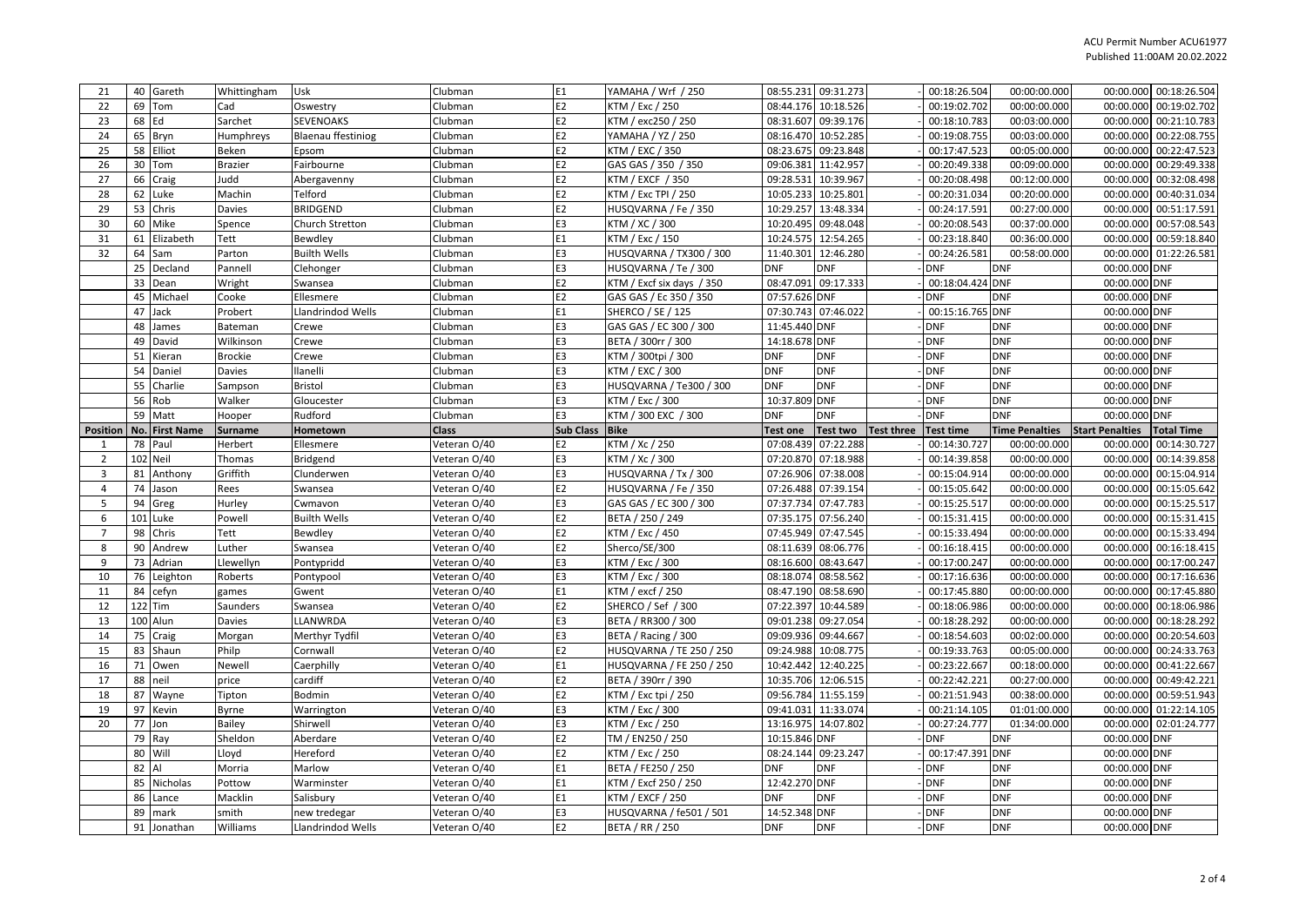| 21 | 40 | Gareth | Whittingham | Usk | Clubman | E1 | YAMAHA / Wrf / 250 | 08:55.231 | 09:31.273 | - | 00:18:26.504 | 00:00:00.000 | 00:00.000 | 00:18:26.504 |
|---|---|---|---|---|---|---|---|---|---|---|---|---|---|---|
| 22 | 69 | Tom | Cad | Oswestry | Clubman | E2 | KTM / Exc / 250 | 08:44.176 | 10:18.526 | - | 00:19:02.702 | 00:00:00.000 | 00:00.000 | 00:19:02.702 |
| 23 | 68 | Ed | Sarchet | SEVENOAKS | Clubman | E2 | KTM / exc250 / 250 | 08:31.607 | 09:39.176 | - | 00:18:10.783 | 00:03:00.000 | 00:00.000 | 00:21:10.783 |
| 24 | 65 | Bryn | Humphreys | Blaenau ffestiniog | Clubman | E2 | YAMAHA / YZ / 250 | 08:16.470 | 10:52.285 | - | 00:19:08.755 | 00:03:00.000 | 00:00.000 | 00:22:08.755 |
| 25 | 58 | Elliot | Beken | Epsom | Clubman | E2 | KTM / EXC / 350 | 08:23.675 | 09:23.848 | - | 00:17:47.523 | 00:05:00.000 | 00:00.000 | 00:22:47.523 |
| 26 | 30 | Tom | Brazier | Fairbourne | Clubman | E2 | GAS GAS / 350 / 350 | 09:06.381 | 11:42.957 | - | 00:20:49.338 | 00:09:00.000 | 00:00.000 | 00:29:49.338 |
| 27 | 66 | Craig | Judd | Abergavenny | Clubman | E2 | KTM / EXCF / 350 | 09:28.531 | 10:39.967 | - | 00:20:08.498 | 00:12:00.000 | 00:00.000 | 00:32:08.498 |
| 28 | 62 | Luke | Machin | Telford | Clubman | E2 | KTM / Exc TPI / 250 | 10:05.233 | 10:25.801 | - | 00:20:31.034 | 00:20:00.000 | 00:00.000 | 00:40:31.034 |
| 29 | 53 | Chris | Davies | BRIDGEND | Clubman | E2 | HUSQVARNA / Fe / 350 | 10:29.257 | 13:48.334 | - | 00:24:17.591 | 00:27:00.000 | 00:00.000 | 00:51:17.591 |
| 30 | 60 | Mike | Spence | Church Stretton | Clubman | E3 | KTM / XC / 300 | 10:20.495 | 09:48.048 | - | 00:20:08.543 | 00:37:00.000 | 00:00.000 | 00:57:08.543 |
| 31 | 61 | Elizabeth | Tett | Bewdley | Clubman | E1 | KTM / Exc / 150 | 10:24.575 | 12:54.265 | - | 00:23:18.840 | 00:36:00.000 | 00:00.000 | 00:59:18.840 |
| 32 | 64 | Sam | Parton | Builth Wells | Clubman | E3 | HUSQVARNA / TX300 / 300 | 11:40.301 | 12:46.280 | - | 00:24:26.581 | 00:58:00.000 | 00:00.000 | 01:22:26.581 |
| | 25 | Decland | Pannell | Clehonger | Clubman | E3 | HUSQVARNA / Te / 300 | DNF | DNF | - | DNF | DNF | 00:00.000 | DNF |
| | 33 | Dean | Wright | Swansea | Clubman | E2 | KTM / Excf six days / 350 | 08:47.091 | 09:17.333 | - | 00:18:04.424 | DNF | 00:00.000 | DNF |
| | 45 | Michael | Cooke | Ellesmere | Clubman | E2 | GAS GAS / Ec 350 / 350 | 07:57.626 | DNF | - | DNF | DNF | 00:00.000 | DNF |
| | 47 | Jack | Probert | Llandrindod Wells | Clubman | E1 | SHERCO / SE / 125 | 07:30.743 | 07:46.022 | - | 00:15:16.765 | DNF | 00:00.000 | DNF |
| | 48 | James | Bateman | Crewe | Clubman | E3 | GAS GAS / EC 300 / 300 | 11:45.440 | DNF | - | DNF | DNF | 00:00.000 | DNF |
| | 49 | David | Wilkinson | Crewe | Clubman | E3 | BETA / 300rr / 300 | 14:18.678 | DNF | - | DNF | DNF | 00:00.000 | DNF |
| | 51 | Kieran | Brockie | Crewe | Clubman | E3 | KTM / 300tpi / 300 | DNF | DNF | - | DNF | DNF | 00:00.000 | DNF |
| | 54 | Daniel | Davies | llanelli | Clubman | E3 | KTM / EXC / 300 | DNF | DNF | - | DNF | DNF | 00:00.000 | DNF |
| | 55 | Charlie | Sampson | Bristol | Clubman | E3 | HUSQVARNA / Te300 / 300 | DNF | DNF | - | DNF | DNF | 00:00.000 | DNF |
| | 56 | Rob | Walker | Gloucester | Clubman | E3 | KTM / Exc / 300 | 10:37.809 | DNF | - | DNF | DNF | 00:00.000 | DNF |
| | 59 | Matt | Hooper | Rudford | Clubman | E3 | KTM / 300 EXC / 300 | DNF | DNF | - | DNF | DNF | 00:00.000 | DNF |

| Position | No. | First Name | Surname | Hometown | Class | Sub Class | Bike | Test one | Test two | Test three | Test time | Time Penalties | Start Penalties | Total Time |
|---|---|---|---|---|---|---|---|---|---|---|---|---|---|---|
| 1 | 78 | Paul | Herbert | Ellesmere | Veteran O/40 | E2 | KTM / Xc / 250 | 07:08.439 | 07:22.288 | - | 00:14:30.727 | 00:00:00.000 | 00:00.000 | 00:14:30.727 |
| 2 | 102 | Neil | Thomas | Bridgend | Veteran O/40 | E3 | KTM / Xc / 300 | 07:20.870 | 07:18.988 | - | 00:14:39.858 | 00:00:00.000 | 00:00.000 | 00:14:39.858 |
| 3 | 81 | Anthony | Griffith | Clunderwen | Veteran O/40 | E3 | HUSQVARNA / Tx / 300 | 07:26.906 | 07:38.008 | - | 00:15:04.914 | 00:00:00.000 | 00:00.000 | 00:15:04.914 |
| 4 | 74 | Jason | Rees | Swansea | Veteran O/40 | E2 | HUSQVARNA / Fe / 350 | 07:26.488 | 07:39.154 | - | 00:15:05.642 | 00:00:00.000 | 00:00.000 | 00:15:05.642 |
| 5 | 94 | Greg | Hurley | Cwmavon | Veteran O/40 | E3 | GAS GAS / EC 300 / 300 | 07:37.734 | 07:47.783 | - | 00:15:25.517 | 00:00:00.000 | 00:00.000 | 00:15:25.517 |
| 6 | 101 | Luke | Powell | Builth Wells | Veteran O/40 | E2 | BETA / 250 / 249 | 07:35.175 | 07:56.240 | - | 00:15:31.415 | 00:00:00.000 | 00:00.000 | 00:15:31.415 |
| 7 | 98 | Chris | Tett | Bewdley | Veteran O/40 | E2 | KTM / Exc / 450 | 07:45.949 | 07:47.545 | - | 00:15:33.494 | 00:00:00.000 | 00:00.000 | 00:15:33.494 |
| 8 | 90 | Andrew | Luther | Swansea | Veteran O/40 | E2 | Sherco/SE/300 | 08:11.639 | 08:06.776 | - | 00:16:18.415 | 00:00:00.000 | 00:00.000 | 00:16:18.415 |
| 9 | 73 | Adrian | Llewellyn | Pontypridd | Veteran O/40 | E3 | KTM / Exc / 300 | 08:16.600 | 08:43.647 | - | 00:17:00.247 | 00:00:00.000 | 00:00.000 | 00:17:00.247 |
| 10 | 76 | Leighton | Roberts | Pontypool | Veteran O/40 | E3 | KTM / Exc / 300 | 08:18.074 | 08:58.562 | - | 00:17:16.636 | 00:00:00.000 | 00:00.000 | 00:17:16.636 |
| 11 | 84 | cefyn | games | Gwent | Veteran O/40 | E1 | KTM / excf / 250 | 08:47.190 | 08:58.690 | - | 00:17:45.880 | 00:00:00.000 | 00:00.000 | 00:17:45.880 |
| 12 | 122 | Tim | Saunders | Swansea | Veteran O/40 | E2 | SHERCO / Sef / 300 | 07:22.397 | 10:44.589 | - | 00:18:06.986 | 00:00:00.000 | 00:00.000 | 00:18:06.986 |
| 13 | 100 | Alun | Davies | LLANWRDA | Veteran O/40 | E3 | BETA / RR300 / 300 | 09:01.238 | 09:27.054 | - | 00:18:28.292 | 00:00:00.000 | 00:00.000 | 00:18:28.292 |
| 14 | 75 | Craig | Morgan | Merthyr Tydfil | Veteran O/40 | E3 | BETA / Racing / 300 | 09:09.936 | 09:44.667 | - | 00:18:54.603 | 00:02:00.000 | 00:00.000 | 00:20:54.603 |
| 15 | 83 | Shaun | Philp | Cornwall | Veteran O/40 | E2 | HUSQVARNA / TE 250 / 250 | 09:24.988 | 10:08.775 | - | 00:19:33.763 | 00:05:00.000 | 00:00.000 | 00:24:33.763 |
| 16 | 71 | Owen | Newell | Caerphilly | Veteran O/40 | E1 | HUSQVARNA / FE 250 / 250 | 10:42.442 | 12:40.225 | - | 00:23:22.667 | 00:18:00.000 | 00:00.000 | 00:41:22.667 |
| 17 | 88 | neil | price | cardiff | Veteran O/40 | E2 | BETA / 390rr / 390 | 10:35.706 | 12:06.515 | - | 00:22:42.221 | 00:27:00.000 | 00:00.000 | 00:49:42.221 |
| 18 | 87 | Wayne | Tipton | Bodmin | Veteran O/40 | E2 | KTM / Exc tpi / 250 | 09:56.784 | 11:55.159 | - | 00:21:51.943 | 00:38:00.000 | 00:00.000 | 00:59:51.943 |
| 19 | 97 | Kevin | Byrne | Warrington | Veteran O/40 | E3 | KTM / Exc / 300 | 09:41.031 | 11:33.074 | - | 00:21:14.105 | 01:01:00.000 | 00:00.000 | 01:22:14.105 |
| 20 | 77 | Jon | Bailey | Shirwell | Veteran O/40 | E3 | KTM / Exc / 250 | 13:16.975 | 14:07.802 | - | 00:27:24.777 | 01:34:00.000 | 00:00.000 | 02:01:24.777 |
| | 79 | Ray | Sheldon | Aberdare | Veteran O/40 | E2 | TM / EN250 / 250 | 10:15.846 | DNF | - | DNF | DNF | 00:00.000 | DNF |
| | 80 | Will | Lloyd | Hereford | Veteran O/40 | E2 | KTM / Exc / 250 | 08:24.144 | 09:23.247 | - | 00:17:47.391 | DNF | 00:00.000 | DNF |
| | 82 | Al | Morria | Marlow | Veteran O/40 | E1 | BETA / FE250 / 250 | DNF | DNF | - | DNF | DNF | 00:00.000 | DNF |
| | 85 | Nicholas | Pottow | Warminster | Veteran O/40 | E1 | KTM / Excf 250 / 250 | 12:42.270 | DNF | - | DNF | DNF | 00:00.000 | DNF |
| | 86 | Lance | Macklin | Salisbury | Veteran O/40 | E1 | KTM / EXCF / 250 | DNF | DNF | - | DNF | DNF | 00:00.000 | DNF |
| | 89 | mark | smith | new tredegar | Veteran O/40 | E3 | HUSQVARNA / fe501 / 501 | 14:52.348 | DNF | - | DNF | DNF | 00:00.000 | DNF |
| | 91 | Jonathan | Williams | Llandrindod Wells | Veteran O/40 | E2 | BETA / RR / 250 | DNF | DNF | - | DNF | DNF | 00:00.000 | DNF |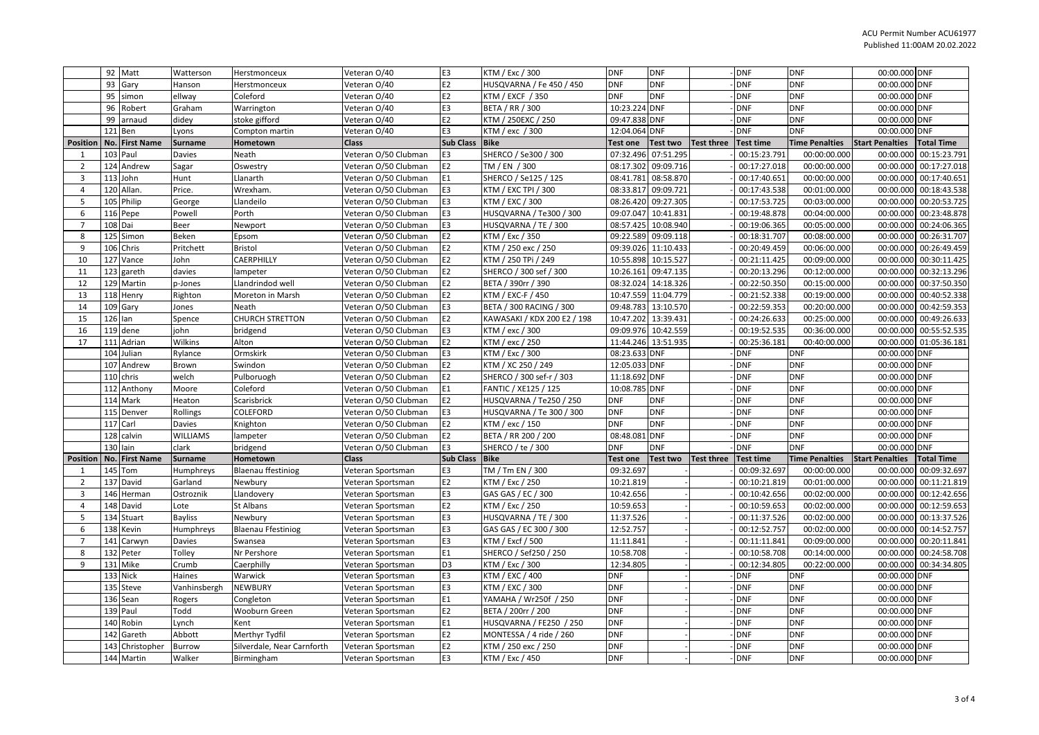ACU Permit Number ACU61977
Published 11:00AM 20.02.2022

| Position | No. | First Name | Surname | Hometown | Class | Sub Class | Bike | Test one | Test two | Test three | Test time | Time Penalties | Start Penalties | Total Time |
|---|---|---|---|---|---|---|---|---|---|---|---|---|---|---|
| | 92 | Matt | Watterson | Herstmonceux | Veteran O/40 | E3 | KTM / Exc / 300 | DNF | DNF | - | DNF | DNF | 00:00.000 | DNF |
| | 93 | Gary | Hanson | Herstmonceux | Veteran O/40 | E2 | HUSQVARNA / Fe 450 / 450 | DNF | DNF | - | DNF | DNF | 00:00.000 | DNF |
| | 95 | simon | ellway | Coleford | Veteran O/40 | E2 | KTM / EXCF / 350 | DNF | DNF | - | DNF | DNF | 00:00.000 | DNF |
| | 96 | Robert | Graham | Warrington | Veteran O/40 | E3 | BETA / RR / 300 | 10:23.224 | DNF | - | DNF | DNF | 00:00.000 | DNF |
| | 99 | arnaud | didey | stoke gifford | Veteran O/40 | E2 | KTM / 250EXC / 250 | 09:47.838 | DNF | - | DNF | DNF | 00:00.000 | DNF |
| | 121 | Ben | Lyons | Compton martin | Veteran O/40 | E3 | KTM / exc / 300 | 12:04.064 | DNF | - | DNF | DNF | 00:00.000 | DNF |

| Position | No. | First Name | Surname | Hometown | Class | Sub Class | Bike | Test one | Test two | Test three | Test time | Time Penalties | Start Penalties | Total Time |
|---|---|---|---|---|---|---|---|---|---|---|---|---|---|---|
| 1 | 103 | Paul | Davies | Neath | Veteran O/50 Clubman | E3 | SHERCO / Se300 / 300 | 07:32.496 | 07:51.295 | - | 00:15:23.791 | 00:00:00.000 | 00:00.000 | 00:15:23.791 |
| 2 | 124 | Andrew | Sagar | Oswestry | Veteran O/50 Clubman | E2 | TM / EN / 300 | 08:17.302 | 09:09.716 | - | 00:17:27.018 | 00:00:00.000 | 00:00.000 | 00:17:27.018 |
| 3 | 113 | John | Hunt | Llanarth | Veteran O/50 Clubman | E1 | SHERCO / Se125 / 125 | 08:41.781 | 08:58.870 | - | 00:17:40.651 | 00:00:00.000 | 00:00.000 | 00:17:40.651 |
| 4 | 120 | Allan. | Price. | Wrexham. | Veteran O/50 Clubman | E3 | KTM / EXC TPI / 300 | 08:33.817 | 09:09.721 | - | 00:17:43.538 | 00:01:00.000 | 00:00.000 | 00:18:43.538 |
| 5 | 105 | Philip | George | Llandeilo | Veteran O/50 Clubman | E3 | KTM / EXC / 300 | 08:26.420 | 09:27.305 | - | 00:17:53.725 | 00:03:00.000 | 00:00.000 | 00:20:53.725 |
| 6 | 116 | Pepe | Powell | Porth | Veteran O/50 Clubman | E3 | HUSQVARNA / Te300 / 300 | 09:07.047 | 10:41.831 | - | 00:19:48.878 | 00:04:00.000 | 00:00.000 | 00:23:48.878 |
| 7 | 108 | Dai | Beer | Newport | Veteran O/50 Clubman | E3 | HUSQVARNA / TE / 300 | 08:57.425 | 10:08.940 | - | 00:19:06.365 | 00:05:00.000 | 00:00.000 | 00:24:06.365 |
| 8 | 125 | Simon | Beken | Epsom | Veteran O/50 Clubman | E2 | KTM / Exc / 350 | 09:22.589 | 09:09.118 | - | 00:18:31.707 | 00:08:00.000 | 00:00.000 | 00:26:31.707 |
| 9 | 106 | Chris | Pritchett | Bristol | Veteran O/50 Clubman | E2 | KTM / 250 exc / 250 | 09:39.026 | 11:10.433 | - | 00:20:49.459 | 00:06:00.000 | 00:00.000 | 00:26:49.459 |
| 10 | 127 | Vance | John | CAERPHILLY | Veteran O/50 Clubman | E2 | KTM / 250 TPi / 249 | 10:55.898 | 10:15.527 | - | 00:21:11.425 | 00:09:00.000 | 00:00.000 | 00:30:11.425 |
| 11 | 123 | gareth | davies | lampeter | Veteran O/50 Clubman | E2 | SHERCO / 300 sef / 300 | 10:26.161 | 09:47.135 | - | 00:20:13.296 | 00:12:00.000 | 00:00.000 | 00:32:13.296 |
| 12 | 129 | Martin | p-Jones | Llandrindod well | Veteran O/50 Clubman | E2 | BETA / 390rr / 390 | 08:32.024 | 14:18.326 | - | 00:22:50.350 | 00:15:00.000 | 00:00.000 | 00:37:50.350 |
| 13 | 118 | Henry | Righton | Moreton in Marsh | Veteran O/50 Clubman | E2 | KTM / EXC-F / 450 | 10:47.559 | 11:04.779 | - | 00:21:52.338 | 00:19:00.000 | 00:00.000 | 00:40:52.338 |
| 14 | 109 | Gary | Jones | Neath | Veteran O/50 Clubman | E3 | BETA / 300 RACING / 300 | 09:48.783 | 13:10.570 | - | 00:22:59.353 | 00:20:00.000 | 00:00.000 | 00:42:59.353 |
| 15 | 126 | Ian | Spence | CHURCH STRETTON | Veteran O/50 Clubman | E2 | KAWASAKI / KDX 200 E2 / 198 | 10:47.202 | 13:39.431 | - | 00:24:26.633 | 00:25:00.000 | 00:00.000 | 00:49:26.633 |
| 16 | 119 | dene | john | bridgend | Veteran O/50 Clubman | E3 | KTM / exc / 300 | 09:09.976 | 10:42.559 | - | 00:19:52.535 | 00:36:00.000 | 00:00.000 | 00:55:52.535 |
| 17 | 111 | Adrian | Wilkins | Alton | Veteran O/50 Clubman | E2 | KTM / exc / 250 | 11:44.246 | 13:51.935 | - | 00:25:36.181 | 00:40:00.000 | 00:00.000 | 01:05:36.181 |
| | 104 | Julian | Rylance | Ormskirk | Veteran O/50 Clubman | E3 | KTM / Exc / 300 | 08:23.633 | DNF | - | DNF | DNF | 00:00.000 | DNF |
| | 107 | Andrew | Brown | Swindon | Veteran O/50 Clubman | E2 | KTM / XC 250 / 249 | 12:05.033 | DNF | - | DNF | DNF | 00:00.000 | DNF |
| | 110 | chris | welch | Pulboruogh | Veteran O/50 Clubman | E2 | SHERCO / 300 sef-r / 303 | 11:18.692 | DNF | - | DNF | DNF | 00:00.000 | DNF |
| | 112 | Anthony | Moore | Coleford | Veteran O/50 Clubman | E1 | FANTIC / XE125 / 125 | 10:08.785 | DNF | - | DNF | DNF | 00:00.000 | DNF |
| | 114 | Mark | Heaton | Scarisbrick | Veteran O/50 Clubman | E2 | HUSQVARNA / Te250 / 250 | DNF | DNF | - | DNF | DNF | 00:00.000 | DNF |
| | 115 | Denver | Rollings | COLEFORD | Veteran O/50 Clubman | E3 | HUSQVARNA / Te 300 / 300 | DNF | DNF | - | DNF | DNF | 00:00.000 | DNF |
| | 117 | Carl | Davies | Knighton | Veteran O/50 Clubman | E2 | KTM / exc / 150 | DNF | DNF | - | DNF | DNF | 00:00.000 | DNF |
| | 128 | calvin | WILLIAMS | lampeter | Veteran O/50 Clubman | E2 | BETA / RR 200 / 200 | 08:48.081 | DNF | - | DNF | DNF | 00:00.000 | DNF |
| | 130 | Iain | clark | bridgend | Veteran O/50 Clubman | E3 | SHERCO / te / 300 | DNF | DNF | - | DNF | DNF | 00:00.000 | DNF |

| Position | No. | First Name | Surname | Hometown | Class | Sub Class | Bike | Test one | Test two | Test three | Test time | Time Penalties | Start Penalties | Total Time |
|---|---|---|---|---|---|---|---|---|---|---|---|---|---|---|
| 1 | 145 | Tom | Humphreys | Blaenau ffestiniog | Veteran Sportsman | E3 | TM / Tm EN / 300 | 09:32.697 | - | - | 00:09:32.697 | 00:00:00.000 | 00:00.000 | 00:09:32.697 |
| 2 | 137 | David | Garland | Newbury | Veteran Sportsman | E2 | KTM / Exc / 250 | 10:21.819 | - | - | 00:10:21.819 | 00:01:00.000 | 00:00.000 | 00:11:21.819 |
| 3 | 146 | Herman | Ostroznik | Llandovery | Veteran Sportsman | E3 | GAS GAS / EC / 300 | 10:42.656 | - | - | 00:10:42.656 | 00:02:00.000 | 00:00.000 | 00:12:42.656 |
| 4 | 148 | David | Lote | St Albans | Veteran Sportsman | E2 | KTM / Exc / 250 | 10:59.653 | - | - | 00:10:59.653 | 00:02:00.000 | 00:00.000 | 00:12:59.653 |
| 5 | 134 | Stuart | Bayliss | Newbury | Veteran Sportsman | E3 | HUSQVARNA / TE / 300 | 11:37.526 | - | - | 00:11:37.526 | 00:02:00.000 | 00:00.000 | 00:13:37.526 |
| 6 | 138 | Kevin | Humphreys | Blaenau Ffestiniog | Veteran Sportsman | E3 | GAS GAS / EC 300 / 300 | 12:52.757 | - | - | 00:12:52.757 | 00:02:00.000 | 00:00.000 | 00:14:52.757 |
| 7 | 141 | Carwyn | Davies | Swansea | Veteran Sportsman | E3 | KTM / Excf / 500 | 11:11.841 | - | - | 00:11:11.841 | 00:09:00.000 | 00:00.000 | 00:20:11.841 |
| 8 | 132 | Peter | Tolley | Nr Pershore | Veteran Sportsman | E1 | SHERCO / Sef250 / 250 | 10:58.708 | - | - | 00:10:58.708 | 00:14:00.000 | 00:00.000 | 00:24:58.708 |
| 9 | 131 | Mike | Crumb | Caerphilly | Veteran Sportsman | D3 | KTM / Exc / 300 | 12:34.805 | - | - | 00:12:34.805 | 00:22:00.000 | 00:00.000 | 00:34:34.805 |
| | 133 | Nick | Haines | Warwick | Veteran Sportsman | E3 | KTM / EXC / 400 | DNF | - | - | DNF | DNF | 00:00.000 | DNF |
| | 135 | Steve | Vanhinsbergh | NEWBURY | Veteran Sportsman | E3 | KTM / EXC / 300 | DNF | - | - | DNF | DNF | 00:00.000 | DNF |
| | 136 | Sean | Rogers | Congleton | Veteran Sportsman | E1 | YAMAHA / Wr250f / 250 | DNF | - | - | DNF | DNF | 00:00.000 | DNF |
| | 139 | Paul | Todd | Wooburn Green | Veteran Sportsman | E2 | BETA / 200rr / 200 | DNF | - | - | DNF | DNF | 00:00.000 | DNF |
| | 140 | Robin | Lynch | Kent | Veteran Sportsman | E1 | HUSQVARNA / FE250 / 250 | DNF | - | - | DNF | DNF | 00:00.000 | DNF |
| | 142 | Gareth | Abbott | Merthyr Tydfil | Veteran Sportsman | E2 | MONTESSA / 4 ride / 260 | DNF | - | - | DNF | DNF | 00:00.000 | DNF |
| | 143 | Christopher | Burrow | Silverdale, Near Carnforth | Veteran Sportsman | E2 | KTM / 250 exc / 250 | DNF | - | - | DNF | DNF | 00:00.000 | DNF |
| | 144 | Martin | Walker | Birmingham | Veteran Sportsman | E3 | KTM / Exc / 450 | DNF | - | - | DNF | DNF | 00:00.000 | DNF |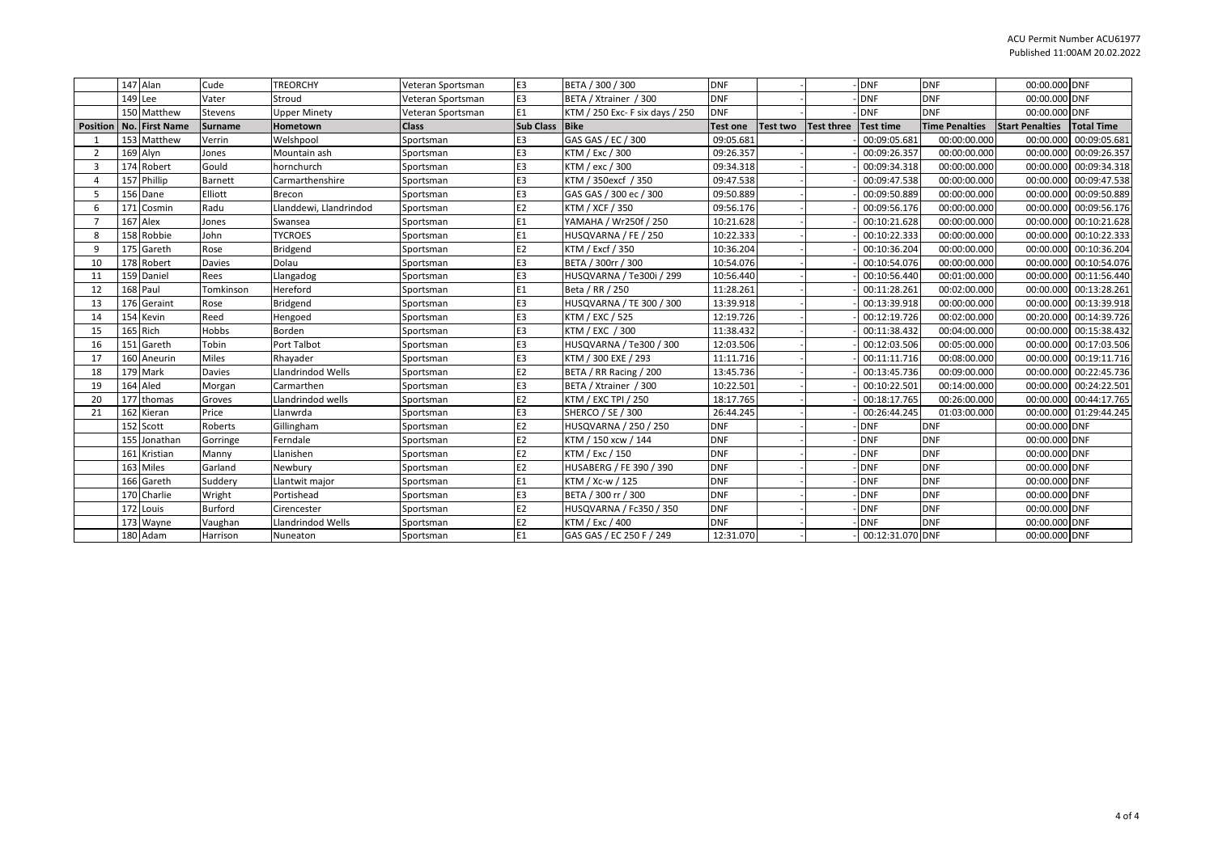ACU Permit Number ACU61977
Published 11:00AM 20.02.2022

| | | | | | | | | | | | | | | | |
|---|---|---|---|---|---|---|---|---|---|---|---|---|---|---|---|
| | 147 | Alan | Cude | TREORCHY | Veteran Sportsman | E3 | BETA / 300 / 300 | DNF | - | - | DNF | DNF | 00:00.000 | DNF |
| | 149 | Lee | Vater | Stroud | Veteran Sportsman | E3 | BETA / Xtrainer / 300 | DNF | - | - | DNF | DNF | 00:00.000 | DNF |
| | 150 | Matthew | Stevens | Upper Minety | Veteran Sportsman | E1 | KTM / 250 Exc- F six days / 250 | DNF | - | - | DNF | DNF | 00:00.000 | DNF |
| **Position** | **No.** | **First Name** | **Surname** | **Hometown** | **Class** | **Sub Class** | **Bike** | **Test one** | **Test two** | **Test three** | **Test time** | **Time Penalties** | **Start Penalties** | **Total Time** |
| 1 | 153 | Matthew | Verrin | Welshpool | Sportsman | E3 | GAS GAS / EC / 300 | 09:05.681 | - | - | 00:09:05.681 | 00:00:00.000 | 00:00.000 | 00:09:05.681 |
| 2 | 169 | Alyn | Jones | Mountain ash | Sportsman | E3 | KTM / Exc / 300 | 09:26.357 | - | - | 00:09:26.357 | 00:00:00.000 | 00:00.000 | 00:09:26.357 |
| 3 | 174 | Robert | Gould | hornchurch | Sportsman | E3 | KTM / exc / 300 | 09:34.318 | - | - | 00:09:34.318 | 00:00:00.000 | 00:00.000 | 00:09:34.318 |
| 4 | 157 | Phillip | Barnett | Carmarthenshire | Sportsman | E3 | KTM / 350excf / 350 | 09:47.538 | - | - | 00:09:47.538 | 00:00:00.000 | 00:00.000 | 00:09:47.538 |
| 5 | 156 | Dane | Elliott | Brecon | Sportsman | E3 | GAS GAS / 300 ec / 300 | 09:50.889 | - | - | 00:09:50.889 | 00:00:00.000 | 00:00.000 | 00:09:50.889 |
| 6 | 171 | Cosmin | Radu | Llanddewi, Llandrindod | Sportsman | E2 | KTM / XCF / 350 | 09:56.176 | - | - | 00:09:56.176 | 00:00:00.000 | 00:00.000 | 00:09:56.176 |
| 7 | 167 | Alex | Jones | Swansea | Sportsman | E1 | YAMAHA / Wr250f / 250 | 10:21.628 | - | - | 00:10:21.628 | 00:00:00.000 | 00:00.000 | 00:10:21.628 |
| 8 | 158 | Robbie | John | TYCROES | Sportsman | E1 | HUSQVARNA / FE / 250 | 10:22.333 | - | - | 00:10:22.333 | 00:00:00.000 | 00:00.000 | 00:10:22.333 |
| 9 | 175 | Gareth | Rose | Bridgend | Sportsman | E2 | KTM / Excf / 350 | 10:36.204 | - | - | 00:10:36.204 | 00:00:00.000 | 00:00.000 | 00:10:36.204 |
| 10 | 178 | Robert | Davies | Dolau | Sportsman | E3 | BETA / 300rr / 300 | 10:54.076 | - | - | 00:10:54.076 | 00:00:00.000 | 00:00.000 | 00:10:54.076 |
| 11 | 159 | Daniel | Rees | Llangadog | Sportsman | E3 | HUSQVARNA / Te300i / 299 | 10:56.440 | - | - | 00:10:56.440 | 00:01:00.000 | 00:00.000 | 00:11:56.440 |
| 12 | 168 | Paul | Tomkinson | Hereford | Sportsman | E1 | Beta / RR / 250 | 11:28.261 | - | - | 00:11:28.261 | 00:02:00.000 | 00:00.000 | 00:13:28.261 |
| 13 | 176 | Geraint | Rose | Bridgend | Sportsman | E3 | HUSQVARNA / TE 300 / 300 | 13:39.918 | - | - | 00:13:39.918 | 00:00:00.000 | 00:00.000 | 00:13:39.918 |
| 14 | 154 | Kevin | Reed | Hengoed | Sportsman | E3 | KTM / EXC / 525 | 12:19.726 | - | - | 00:12:19.726 | 00:02:00.000 | 00:20.000 | 00:14:39.726 |
| 15 | 165 | Rich | Hobbs | Borden | Sportsman | E3 | KTM / EXC / 300 | 11:38.432 | - | - | 00:11:38.432 | 00:04:00.000 | 00:00.000 | 00:15:38.432 |
| 16 | 151 | Gareth | Tobin | Port Talbot | Sportsman | E3 | HUSQVARNA / Te300 / 300 | 12:03.506 | - | - | 00:12:03.506 | 00:05:00.000 | 00:00.000 | 00:17:03.506 |
| 17 | 160 | Aneurin | Miles | Rhayader | Sportsman | E3 | KTM / 300 EXE / 293 | 11:11.716 | - | - | 00:11:11.716 | 00:08:00.000 | 00:00.000 | 00:19:11.716 |
| 18 | 179 | Mark | Davies | Llandrindod Wells | Sportsman | E2 | BETA / RR Racing / 200 | 13:45.736 | - | - | 00:13:45.736 | 00:09:00.000 | 00:00.000 | 00:22:45.736 |
| 19 | 164 | Aled | Morgan | Carmarthen | Sportsman | E3 | BETA / Xtrainer / 300 | 10:22.501 | - | - | 00:10:22.501 | 00:14:00.000 | 00:00.000 | 00:24:22.501 |
| 20 | 177 | thomas | Groves | Llandrindod wells | Sportsman | E2 | KTM / EXC TPI / 250 | 18:17.765 | - | - | 00:18:17.765 | 00:26:00.000 | 00:00.000 | 00:44:17.765 |
| 21 | 162 | Kieran | Price | Llanwrda | Sportsman | E3 | SHERCO / SE / 300 | 26:44.245 | - | - | 00:26:44.245 | 01:03:00.000 | 00:00.000 | 01:29:44.245 |
| | 152 | Scott | Roberts | Gillingham | Sportsman | E2 | HUSQVARNA / 250 / 250 | DNF | - | - | DNF | DNF | 00:00.000 | DNF |
| | 155 | Jonathan | Gorringe | Ferndale | Sportsman | E2 | KTM / 150 xcw / 144 | DNF | - | - | DNF | DNF | 00:00.000 | DNF |
| | 161 | Kristian | Manny | Llanishen | Sportsman | E2 | KTM / Exc / 150 | DNF | - | - | DNF | DNF | 00:00.000 | DNF |
| | 163 | Miles | Garland | Newbury | Sportsman | E2 | HUSABERG / FE 390 / 390 | DNF | - | - | DNF | DNF | 00:00.000 | DNF |
| | 166 | Gareth | Suddery | Llantwit major | Sportsman | E1 | KTM / Xc-w / 125 | DNF | - | - | DNF | DNF | 00:00.000 | DNF |
| | 170 | Charlie | Wright | Portishead | Sportsman | E3 | BETA / 300 rr / 300 | DNF | - | - | DNF | DNF | 00:00.000 | DNF |
| | 172 | Louis | Burford | Cirencester | Sportsman | E2 | HUSQVARNA / Fc350 / 350 | DNF | - | - | DNF | DNF | 00:00.000 | DNF |
| | 173 | Wayne | Vaughan | Llandrindod Wells | Sportsman | E2 | KTM / Exc / 400 | DNF | - | - | DNF | DNF | 00:00.000 | DNF |
| | 180 | Adam | Harrison | Nuneaton | Sportsman | E1 | GAS GAS / EC 250 F / 249 | 12:31.070 | - | - | 00:12:31.070 | DNF | 00:00.000 | DNF |